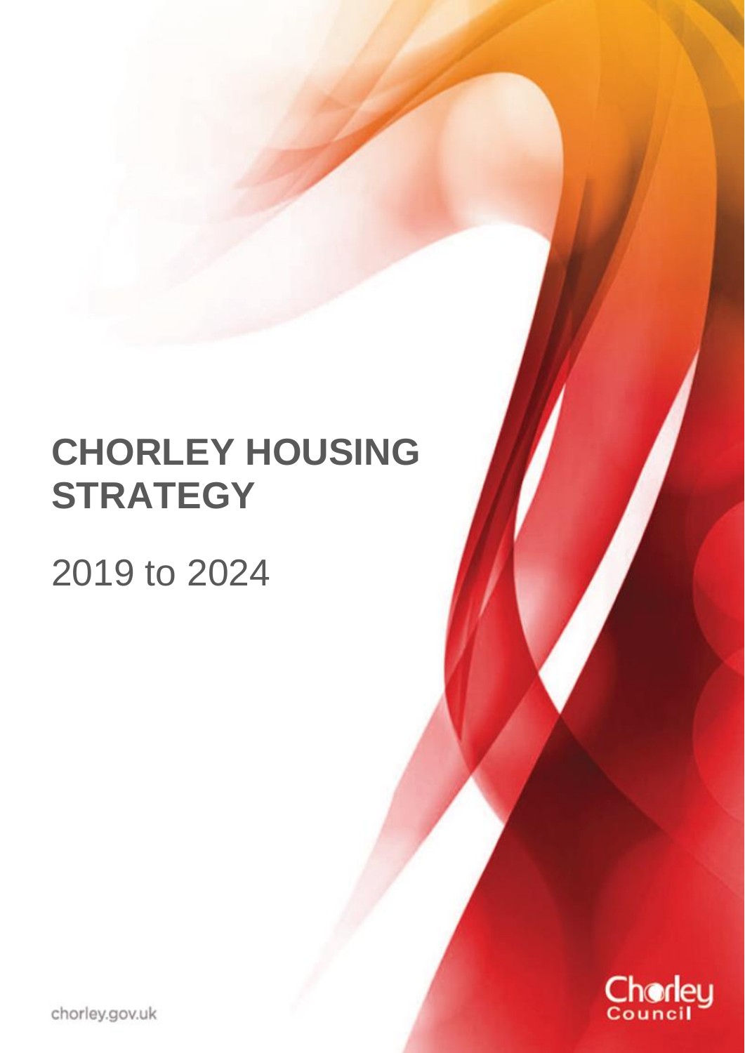# CHORLEY HOUSING STRATEGY

2019 to 2024

chorley.gov.uk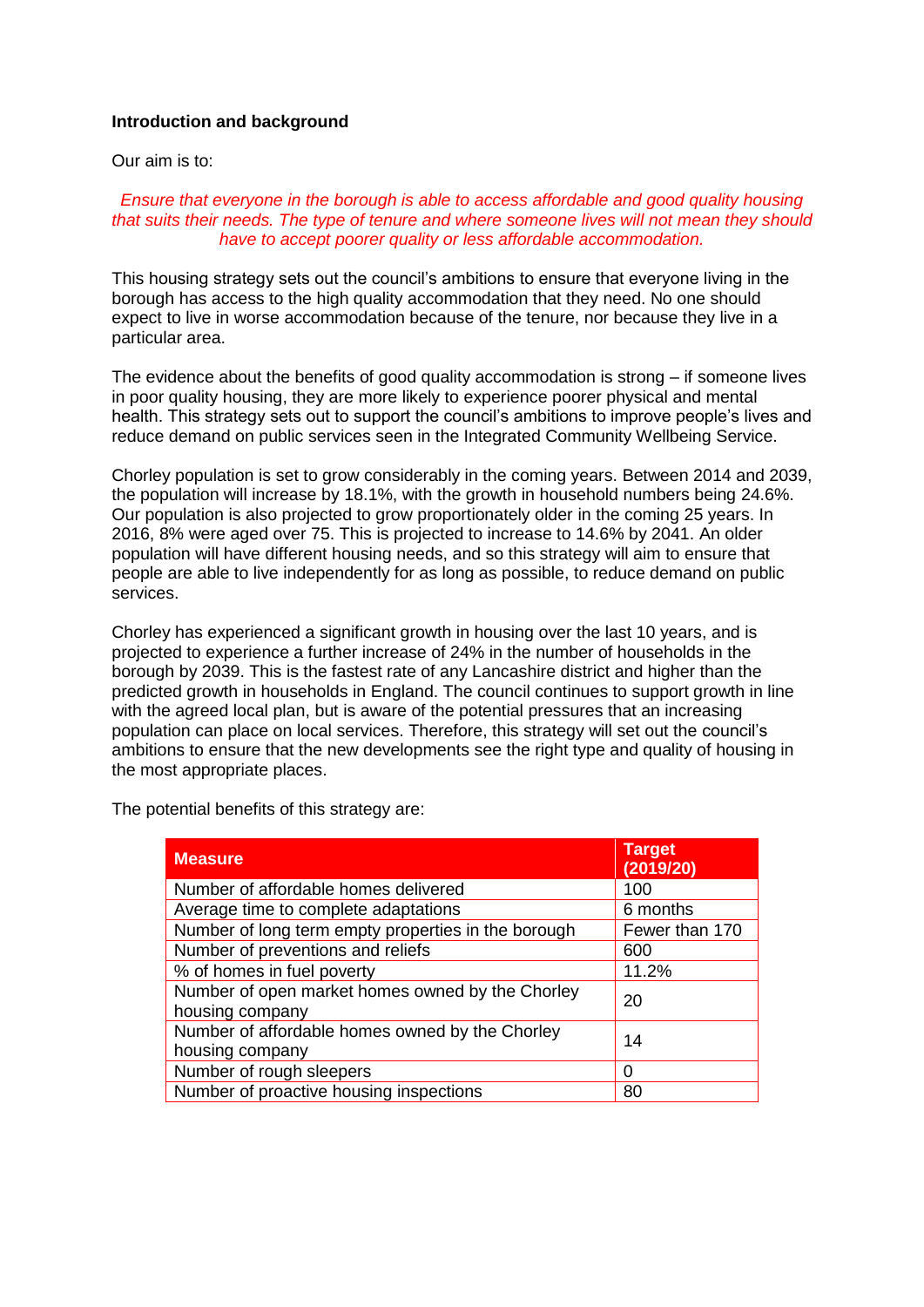**Introduction and background**

Our aim is to:

*Ensure that everyone in the borough is able to access affordable and good quality housing that suits their needs. The type of tenure and where someone lives will not mean they should have to accept poorer quality or less affordable accommodation.*

This housing strategy sets out the council's ambitions to ensure that everyone living in the borough has access to the high quality accommodation that they need. No one should expect to live in worse accommodation because of the tenure, nor because they live in a particular area.

The evidence about the benefits of good quality accommodation is strong – if someone lives in poor quality housing, they are more likely to experience poorer physical and mental health. This strategy sets out to support the council's ambitions to improve people's lives and reduce demand on public services seen in the Integrated Community Wellbeing Service.

Chorley population is set to grow considerably in the coming years. Between 2014 and 2039, the population will increase by 18.1%, with the growth in household numbers being 24.6%. Our population is also projected to grow proportionately older in the coming 25 years. In 2016, 8% were aged over 75. This is projected to increase to 14.6% by 2041. An older population will have different housing needs, and so this strategy will aim to ensure that people are able to live independently for as long as possible, to reduce demand on public services.

Chorley has experienced a significant growth in housing over the last 10 years, and is projected to experience a further increase of 24% in the number of households in the borough by 2039. This is the fastest rate of any Lancashire district and higher than the predicted growth in households in England. The council continues to support growth in line with the agreed local plan, but is aware of the potential pressures that an increasing population can place on local services. Therefore, this strategy will set out the council's ambitions to ensure that the new developments see the right type and quality of housing in the most appropriate places.

The potential benefits of this strategy are:

| Measure | Target (2019/20) |
|---|---|
| Number of affordable homes delivered | 100 |
| Average time to complete adaptations | 6 months |
| Number of long term empty properties in the borough | Fewer than 170 |
| Number of preventions and reliefs | 600 |
| % of homes in fuel poverty | 11.2% |
| Number of open market homes owned by the Chorley housing company | 20 |
| Number of affordable homes owned by the Chorley housing company | 14 |
| Number of rough sleepers | 0 |
| Number of proactive housing inspections | 80 |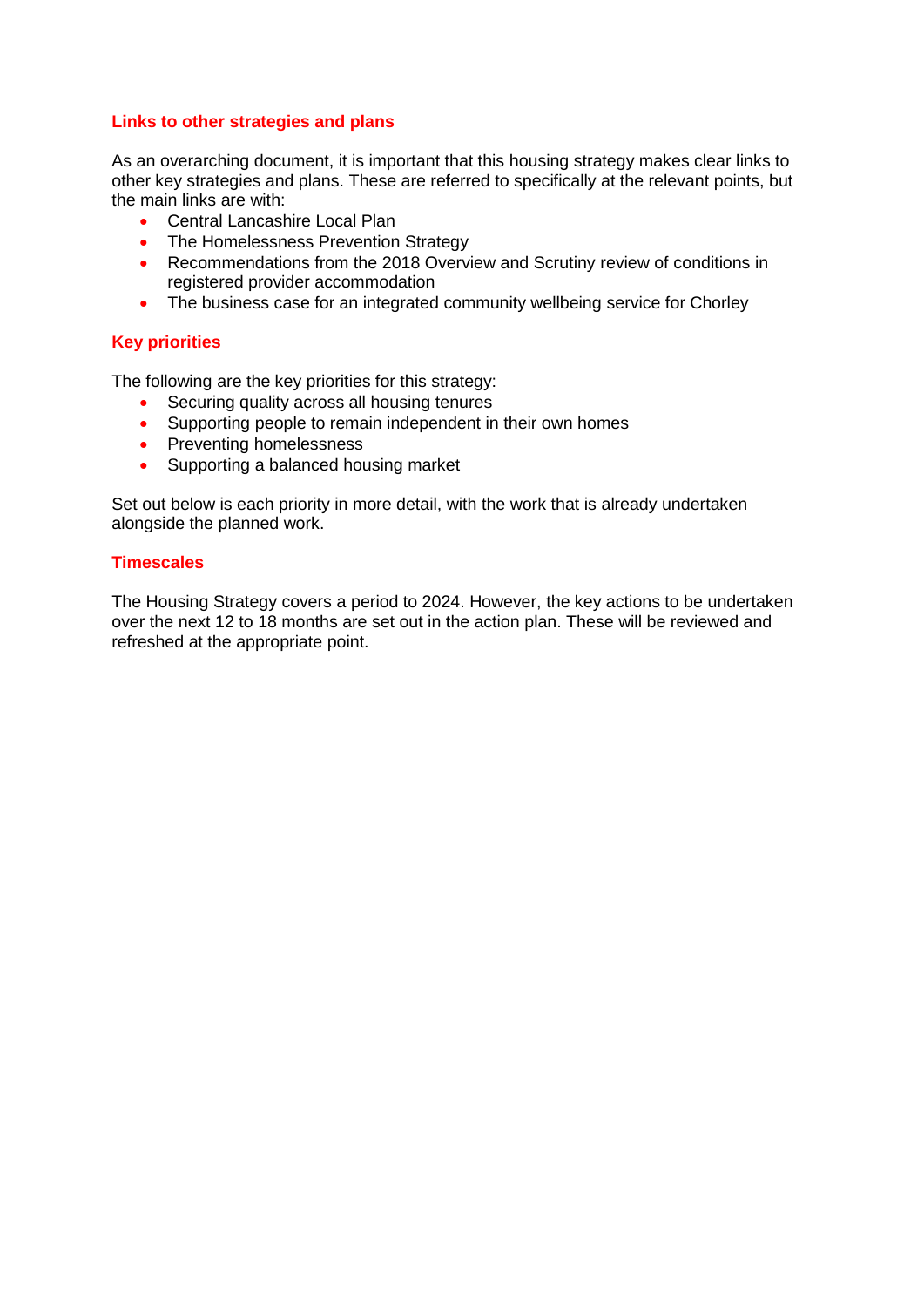## Links to other strategies and plans

As an overarching document, it is important that this housing strategy makes clear links to other key strategies and plans. These are referred to specifically at the relevant points, but the main links are with:

- Central Lancashire Local Plan
- The Homelessness Prevention Strategy
- Recommendations from the 2018 Overview and Scrutiny review of conditions in registered provider accommodation
- The business case for an integrated community wellbeing service for Chorley

## Key priorities

The following are the key priorities for this strategy:

- Securing quality across all housing tenures
- Supporting people to remain independent in their own homes
- Preventing homelessness
- Supporting a balanced housing market

Set out below is each priority in more detail, with the work that is already undertaken alongside the planned work.

## Timescales

The Housing Strategy covers a period to 2024. However, the key actions to be undertaken over the next 12 to 18 months are set out in the action plan. These will be reviewed and refreshed at the appropriate point.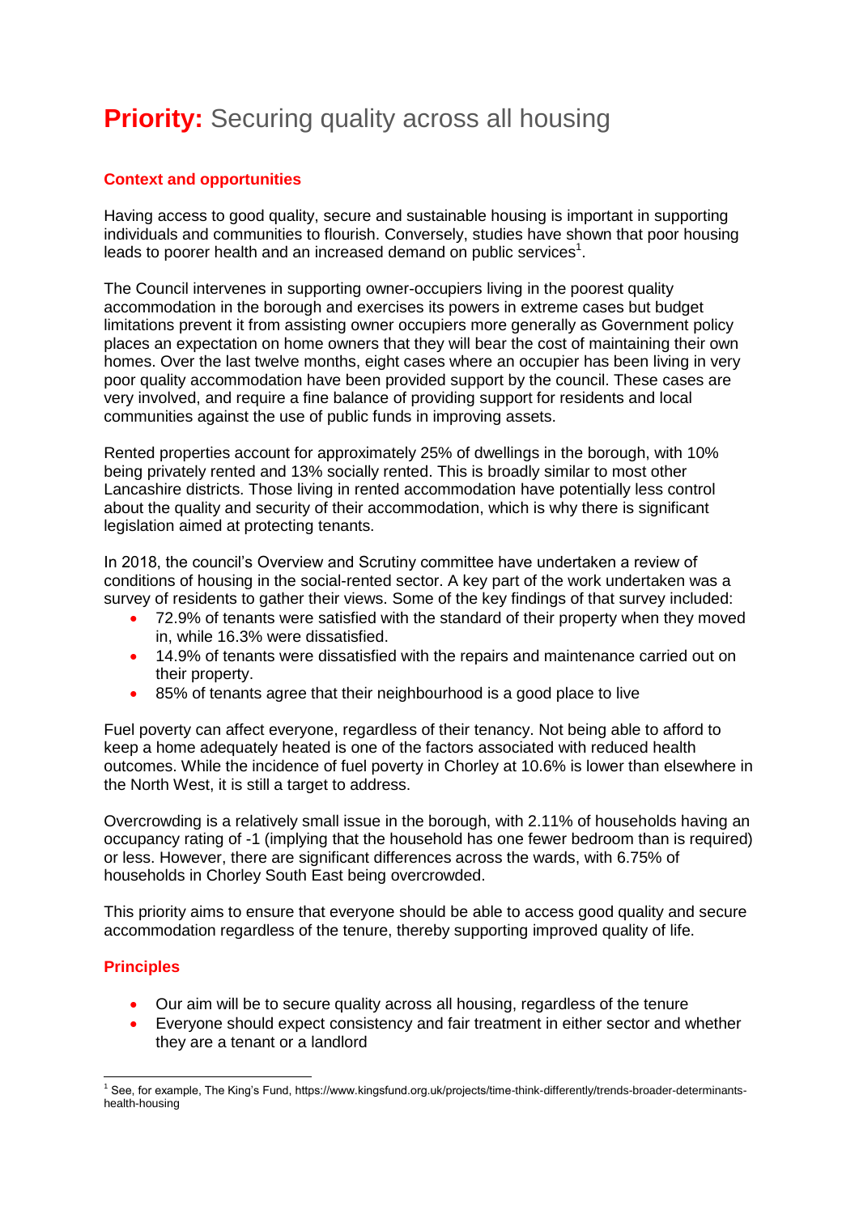# **Priority:** Securing quality across all housing

## Context and opportunities

Having access to good quality, secure and sustainable housing is important in supporting individuals and communities to flourish. Conversely, studies have shown that poor housing leads to poorer health and an increased demand on public services[1].

The Council intervenes in supporting owner-occupiers living in the poorest quality accommodation in the borough and exercises its powers in extreme cases but budget limitations prevent it from assisting owner occupiers more generally as Government policy places an expectation on home owners that they will bear the cost of maintaining their own homes. Over the last twelve months, eight cases where an occupier has been living in very poor quality accommodation have been provided support by the council. These cases are very involved, and require a fine balance of providing support for residents and local communities against the use of public funds in improving assets.

Rented properties account for approximately 25% of dwellings in the borough, with 10% being privately rented and 13% socially rented. This is broadly similar to most other Lancashire districts. Those living in rented accommodation have potentially less control about the quality and security of their accommodation, which is why there is significant legislation aimed at protecting tenants.

In 2018, the council's Overview and Scrutiny committee have undertaken a review of conditions of housing in the social-rented sector. A key part of the work undertaken was a survey of residents to gather their views. Some of the key findings of that survey included:

- 72.9% of tenants were satisfied with the standard of their property when they moved in, while 16.3% were dissatisfied.
- 14.9% of tenants were dissatisfied with the repairs and maintenance carried out on their property.
- 85% of tenants agree that their neighbourhood is a good place to live

Fuel poverty can affect everyone, regardless of their tenancy. Not being able to afford to keep a home adequately heated is one of the factors associated with reduced health outcomes. While the incidence of fuel poverty in Chorley at 10.6% is lower than elsewhere in the North West, it is still a target to address.

Overcrowding is a relatively small issue in the borough, with 2.11% of households having an occupancy rating of -1 (implying that the household has one fewer bedroom than is required) or less. However, there are significant differences across the wards, with 6.75% of households in Chorley South East being overcrowded.

This priority aims to ensure that everyone should be able to access good quality and secure accommodation regardless of the tenure, thereby supporting improved quality of life.

## Principles

- Our aim will be to secure quality across all housing, regardless of the tenure
- Everyone should expect consistency and fair treatment in either sector and whether they are a tenant or a landlord

[1] See, for example, The King's Fund, https://www.kingsfund.org.uk/projects/time-think-differently/trends-broader-determinants-health-housing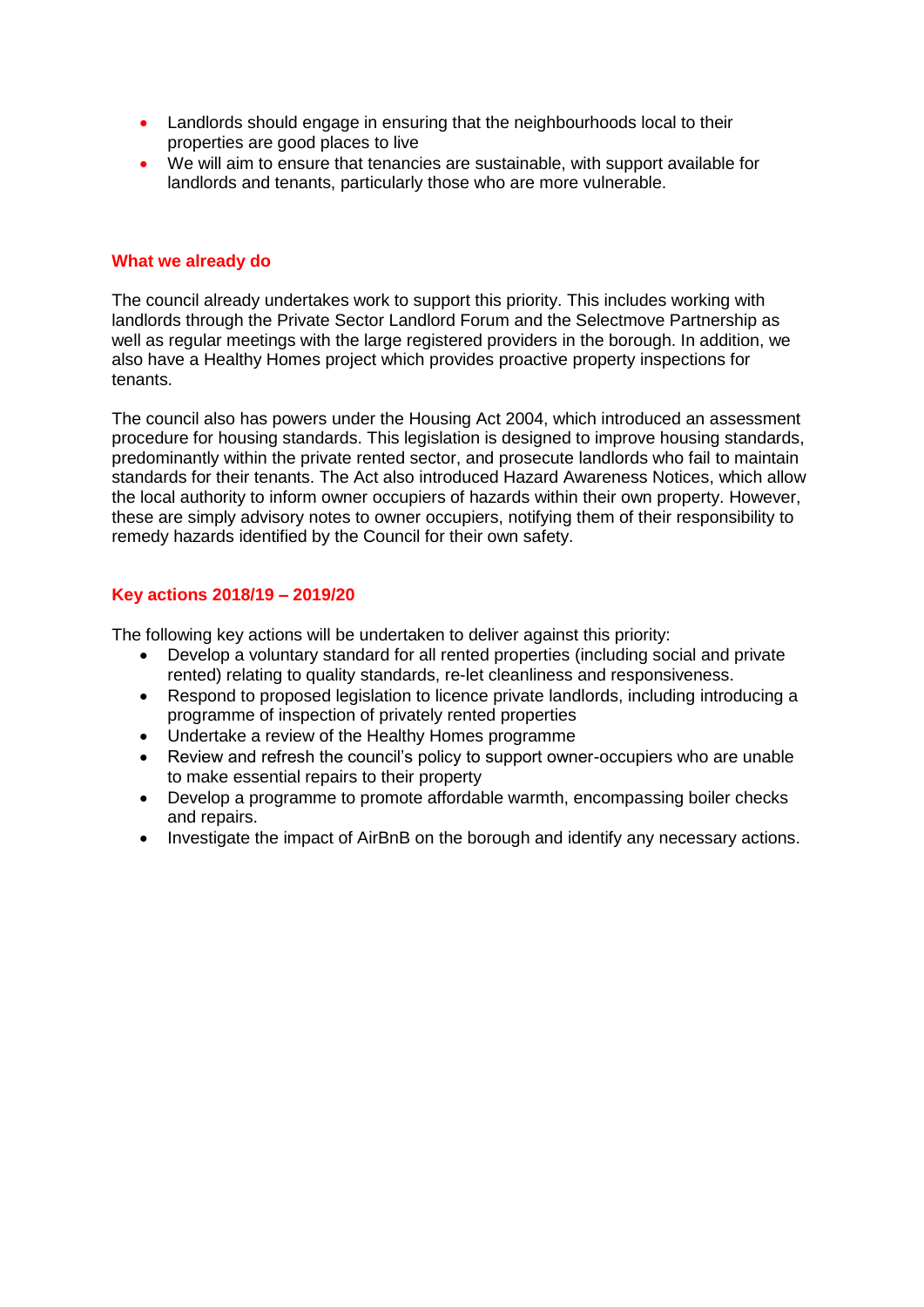- Landlords should engage in ensuring that the neighbourhoods local to their properties are good places to live
- We will aim to ensure that tenancies are sustainable, with support available for landlords and tenants, particularly those who are more vulnerable.

### What we already do

The council already undertakes work to support this priority. This includes working with landlords through the Private Sector Landlord Forum and the Selectmove Partnership as well as regular meetings with the large registered providers in the borough. In addition, we also have a Healthy Homes project which provides proactive property inspections for tenants.

The council also has powers under the Housing Act 2004, which introduced an assessment procedure for housing standards. This legislation is designed to improve housing standards, predominantly within the private rented sector, and prosecute landlords who fail to maintain standards for their tenants. The Act also introduced Hazard Awareness Notices, which allow the local authority to inform owner occupiers of hazards within their own property. However, these are simply advisory notes to owner occupiers, notifying them of their responsibility to remedy hazards identified by the Council for their own safety.

### Key actions 2018/19 – 2019/20

The following key actions will be undertaken to deliver against this priority:

- Develop a voluntary standard for all rented properties (including social and private rented) relating to quality standards, re-let cleanliness and responsiveness.
- Respond to proposed legislation to licence private landlords, including introducing a programme of inspection of privately rented properties
- Undertake a review of the Healthy Homes programme
- Review and refresh the council's policy to support owner-occupiers who are unable to make essential repairs to their property
- Develop a programme to promote affordable warmth, encompassing boiler checks and repairs.
- Investigate the impact of AirBnB on the borough and identify any necessary actions.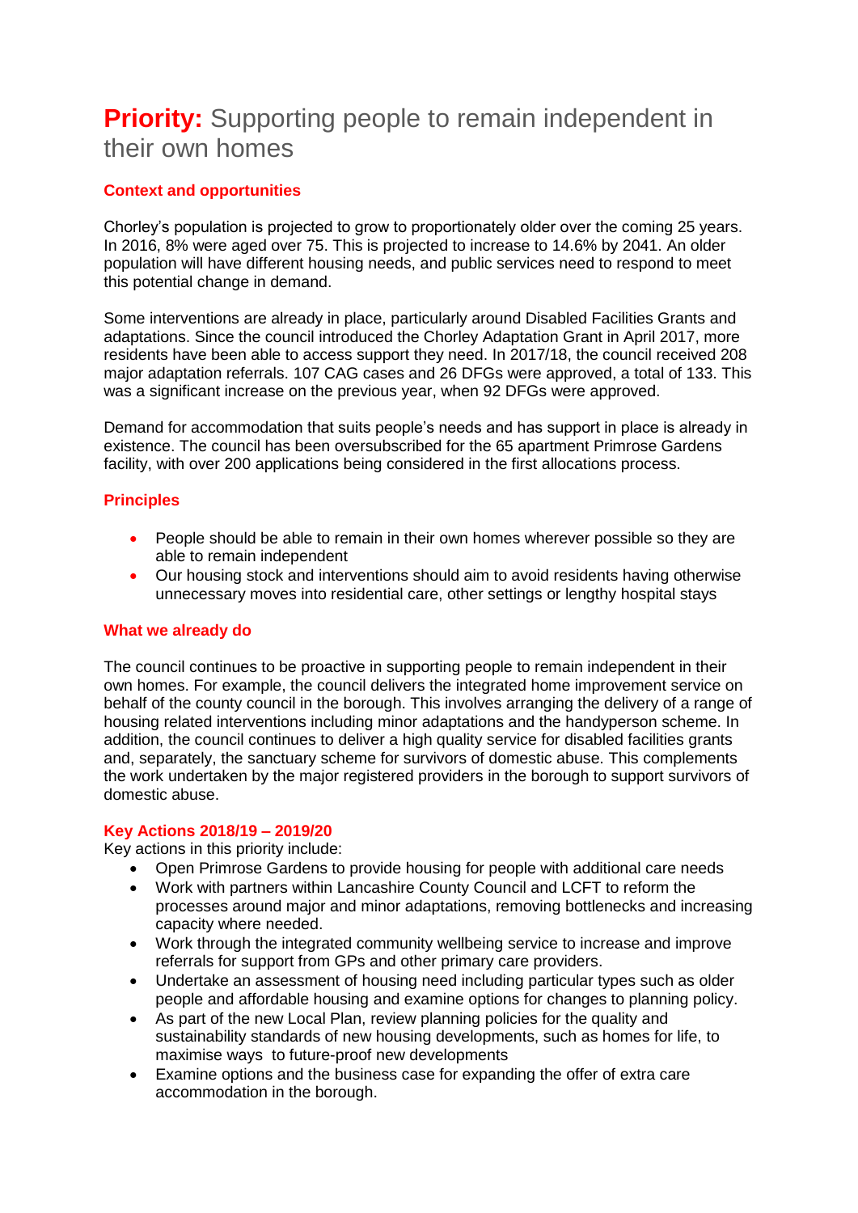# **Priority:** Supporting people to remain independent in their own homes

### Context and opportunities

Chorley's population is projected to grow to proportionately older over the coming 25 years. In 2016, 8% were aged over 75. This is projected to increase to 14.6% by 2041. An older population will have different housing needs, and public services need to respond to meet this potential change in demand.

Some interventions are already in place, particularly around Disabled Facilities Grants and adaptations. Since the council introduced the Chorley Adaptation Grant in April 2017, more residents have been able to access support they need. In 2017/18, the council received 208 major adaptation referrals. 107 CAG cases and 26 DFGs were approved, a total of 133. This was a significant increase on the previous year, when 92 DFGs were approved.

Demand for accommodation that suits people's needs and has support in place is already in existence. The council has been oversubscribed for the 65 apartment Primrose Gardens facility, with over 200 applications being considered in the first allocations process.

### Principles

- People should be able to remain in their own homes wherever possible so they are able to remain independent
- Our housing stock and interventions should aim to avoid residents having otherwise unnecessary moves into residential care, other settings or lengthy hospital stays

### What we already do

The council continues to be proactive in supporting people to remain independent in their own homes. For example, the council delivers the integrated home improvement service on behalf of the county council in the borough. This involves arranging the delivery of a range of housing related interventions including minor adaptations and the handyperson scheme. In addition, the council continues to deliver a high quality service for disabled facilities grants and, separately, the sanctuary scheme for survivors of domestic abuse. This complements the work undertaken by the major registered providers in the borough to support survivors of domestic abuse.

### Key Actions 2018/19 – 2019/20

Key actions in this priority include:

- Open Primrose Gardens to provide housing for people with additional care needs
- Work with partners within Lancashire County Council and LCFT to reform the processes around major and minor adaptations, removing bottlenecks and increasing capacity where needed.
- Work through the integrated community wellbeing service to increase and improve referrals for support from GPs and other primary care providers.
- Undertake an assessment of housing need including particular types such as older people and affordable housing and examine options for changes to planning policy.
- As part of the new Local Plan, review planning policies for the quality and sustainability standards of new housing developments, such as homes for life, to maximise ways to future-proof new developments
- Examine options and the business case for expanding the offer of extra care accommodation in the borough.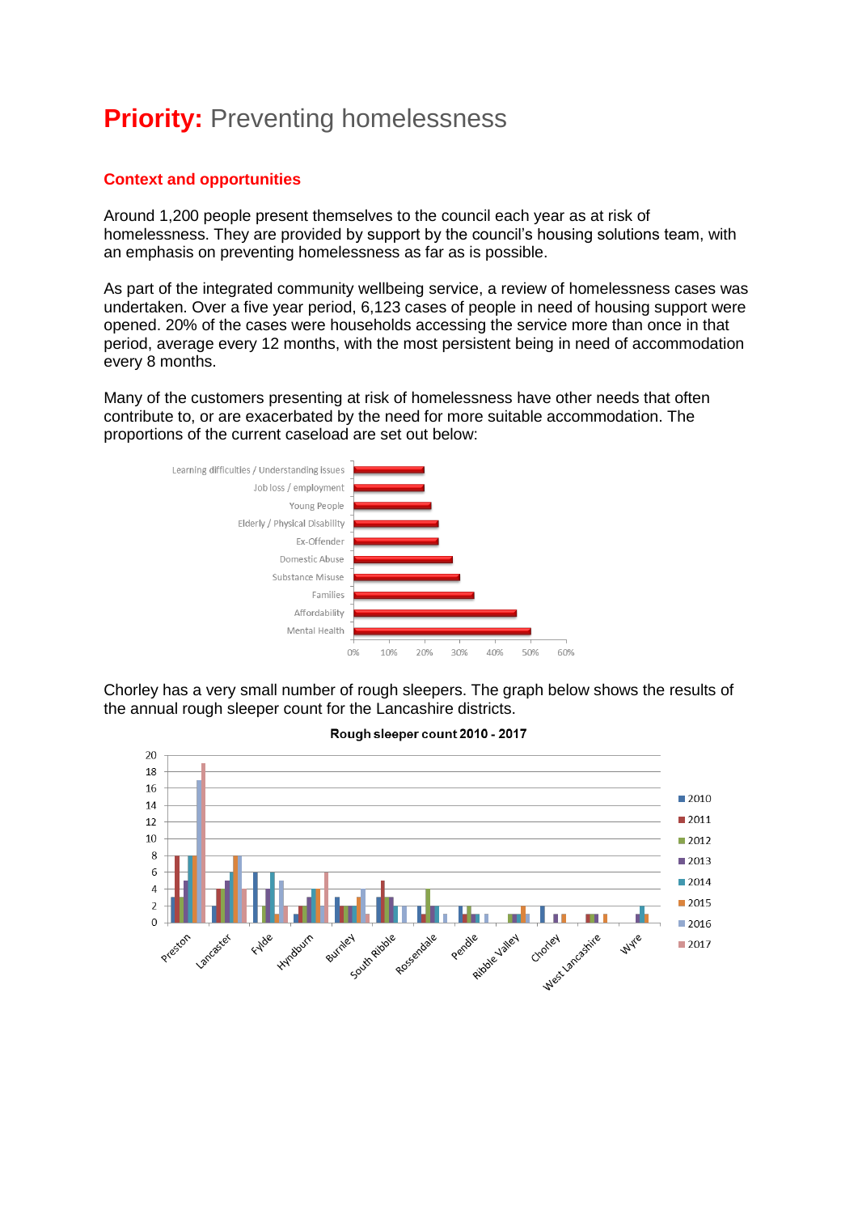# **Priority:** Preventing homelessness

## Context and opportunities

Around 1,200 people present themselves to the council each year as at risk of homelessness. They are provided by support by the council's housing solutions team, with an emphasis on preventing homelessness as far as is possible.

As part of the integrated community wellbeing service, a review of homelessness cases was undertaken. Over a five year period, 6,123 cases of people in need of housing support were opened. 20% of the cases were households accessing the service more than once in that period, average every 12 months, with the most persistent being in need of accommodation every 8 months.

Many of the customers presenting at risk of homelessness have other needs that often contribute to, or are exacerbated by the need for more suitable accommodation. The proportions of the current caseload are set out below:

| Need | Proportion of caseload (approx.) |
|---|---|
| Learning difficulties / Understanding issues | 20% |
| Job loss / employment | 20% |
| Young People | 22% |
| Elderly / Physical Disability | 24% |
| Ex-Offender | 24% |
| Domestic Abuse | 28% |
| Substance Misuse | 30% |
| Families | 34% |
| Affordability | 46% |
| Mental Health | 50% |

Chorley has a very small number of rough sleepers. The graph below shows the results of the annual rough sleeper count for the Lancashire districts.

**Rough sleeper count 2010 - 2017**

(Bar chart showing annual counts for 2010–2017 for Preston, Lancaster, Fylde, Hyndburn, Burnley, South Ribble, Rossendale, Pendle, Ribble Valley, Chorley, West Lancashire and Wyre.)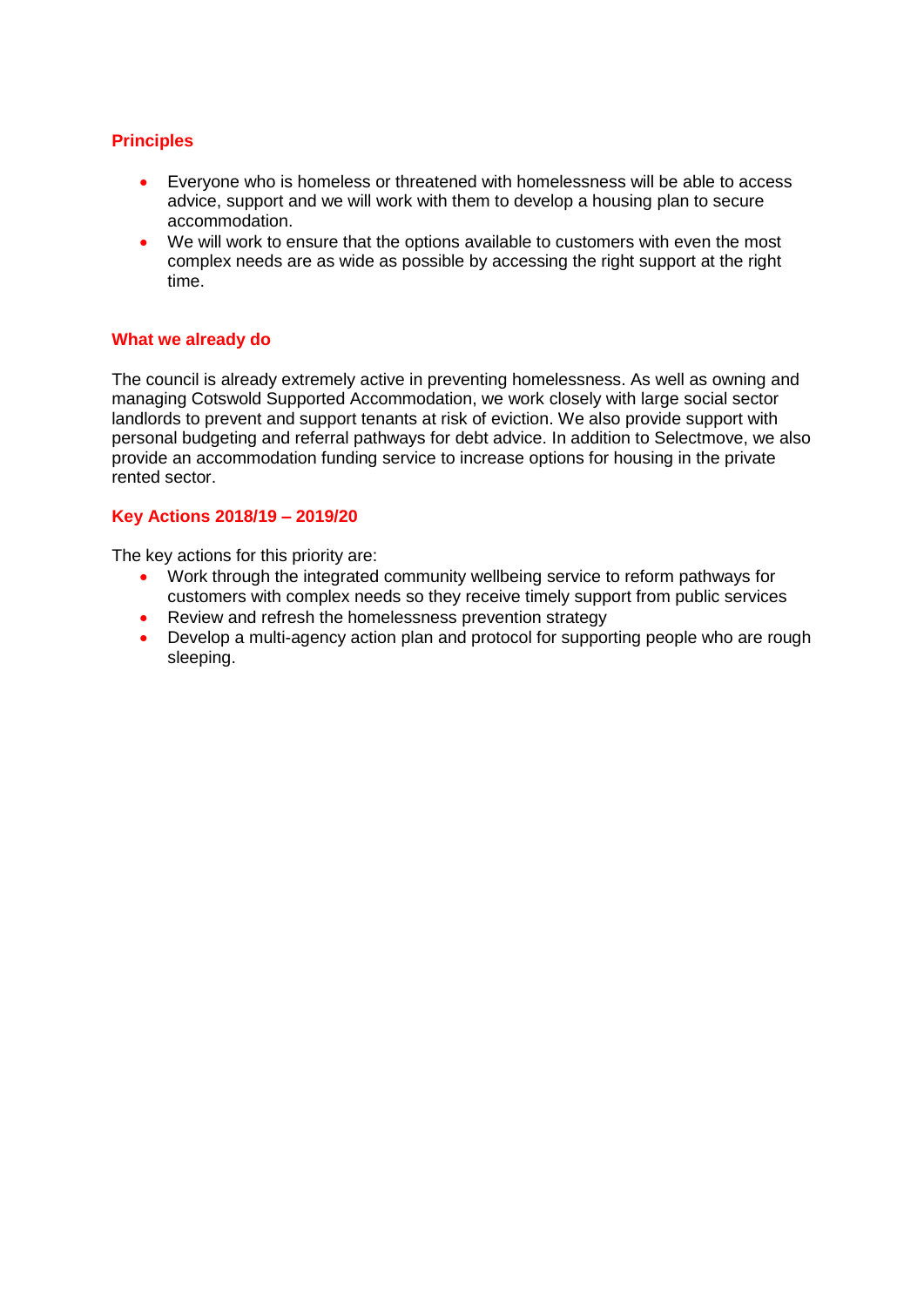### Principles

- Everyone who is homeless or threatened with homelessness will be able to access advice, support and we will work with them to develop a housing plan to secure accommodation.
- We will work to ensure that the options available to customers with even the most complex needs are as wide as possible by accessing the right support at the right time.

### What we already do

The council is already extremely active in preventing homelessness. As well as owning and managing Cotswold Supported Accommodation, we work closely with large social sector landlords to prevent and support tenants at risk of eviction. We also provide support with personal budgeting and referral pathways for debt advice. In addition to Selectmove, we also provide an accommodation funding service to increase options for housing in the private rented sector.

### Key Actions 2018/19 – 2019/20

The key actions for this priority are:

- Work through the integrated community wellbeing service to reform pathways for customers with complex needs so they receive timely support from public services
- Review and refresh the homelessness prevention strategy
- Develop a multi-agency action plan and protocol for supporting people who are rough sleeping.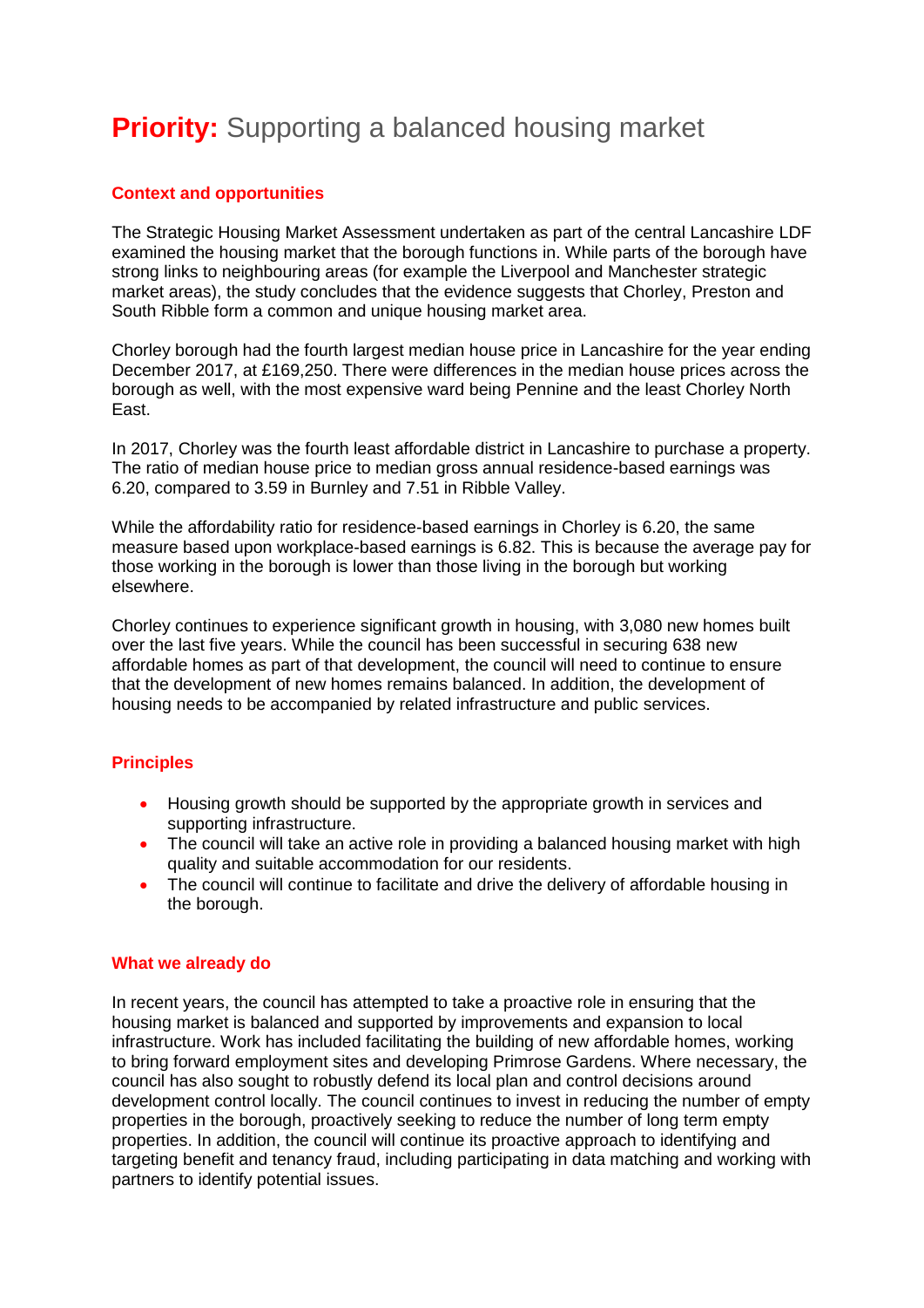# **Priority:** Supporting a balanced housing market

## Context and opportunities

The Strategic Housing Market Assessment undertaken as part of the central Lancashire LDF examined the housing market that the borough functions in. While parts of the borough have strong links to neighbouring areas (for example the Liverpool and Manchester strategic market areas), the study concludes that the evidence suggests that Chorley, Preston and South Ribble form a common and unique housing market area.

Chorley borough had the fourth largest median house price in Lancashire for the year ending December 2017, at £169,250. There were differences in the median house prices across the borough as well, with the most expensive ward being Pennine and the least Chorley North East.

In 2017, Chorley was the fourth least affordable district in Lancashire to purchase a property. The ratio of median house price to median gross annual residence-based earnings was 6.20, compared to 3.59 in Burnley and 7.51 in Ribble Valley.

While the affordability ratio for residence-based earnings in Chorley is 6.20, the same measure based upon workplace-based earnings is 6.82. This is because the average pay for those working in the borough is lower than those living in the borough but working elsewhere.

Chorley continues to experience significant growth in housing, with 3,080 new homes built over the last five years. While the council has been successful in securing 638 new affordable homes as part of that development, the council will need to continue to ensure that the development of new homes remains balanced. In addition, the development of housing needs to be accompanied by related infrastructure and public services.

## Principles

- Housing growth should be supported by the appropriate growth in services and supporting infrastructure.
- The council will take an active role in providing a balanced housing market with high quality and suitable accommodation for our residents.
- The council will continue to facilitate and drive the delivery of affordable housing in the borough.

## What we already do

In recent years, the council has attempted to take a proactive role in ensuring that the housing market is balanced and supported by improvements and expansion to local infrastructure. Work has included facilitating the building of new affordable homes, working to bring forward employment sites and developing Primrose Gardens. Where necessary, the council has also sought to robustly defend its local plan and control decisions around development control locally. The council continues to invest in reducing the number of empty properties in the borough, proactively seeking to reduce the number of long term empty properties. In addition, the council will continue its proactive approach to identifying and targeting benefit and tenancy fraud, including participating in data matching and working with partners to identify potential issues.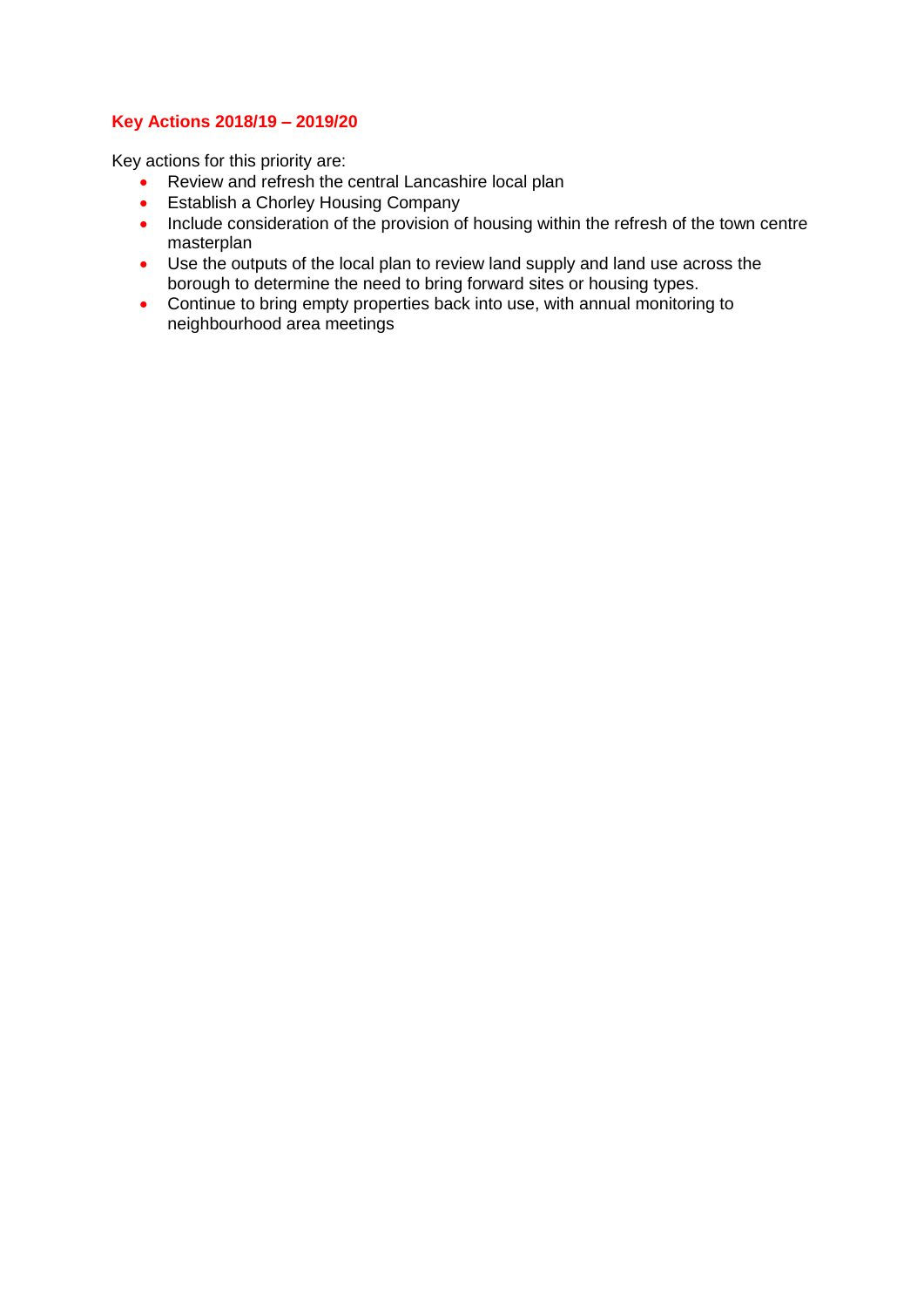### Key Actions 2018/19 – 2019/20

Key actions for this priority are:

- Review and refresh the central Lancashire local plan
- Establish a Chorley Housing Company
- Include consideration of the provision of housing within the refresh of the town centre masterplan
- Use the outputs of the local plan to review land supply and land use across the borough to determine the need to bring forward sites or housing types.
- Continue to bring empty properties back into use, with annual monitoring to neighbourhood area meetings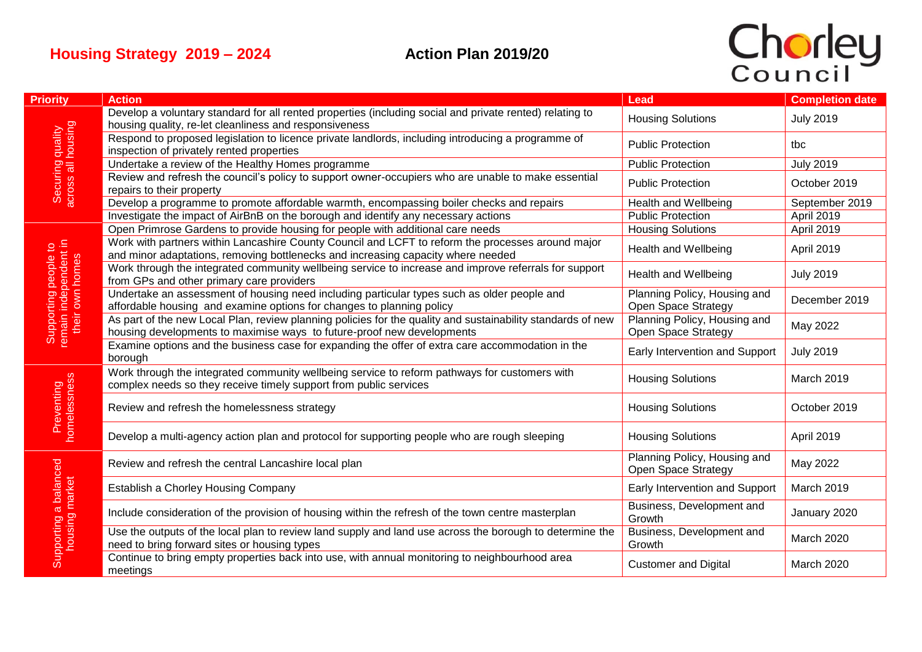# Housing Strategy 2019 – 2024

## Action Plan 2019/20

Chorley Council

| Priority | Action | Lead | Completion date |
|---|---|---|---|
| Securing quality across all housing | Develop a voluntary standard for all rented properties (including social and private rented) relating to housing quality, re-let cleanliness and responsiveness | Housing Solutions | July 2019 |
| | Respond to proposed legislation to licence private landlords, including introducing a programme of inspection of privately rented properties | Public Protection | tbc |
| | Undertake a review of the Healthy Homes programme | Public Protection | July 2019 |
| | Review and refresh the council's policy to support owner-occupiers who are unable to make essential repairs to their property | Public Protection | October 2019 |
| | Develop a programme to promote affordable warmth, encompassing boiler checks and repairs | Health and Wellbeing | September 2019 |
| | Investigate the impact of AirBnB on the borough and identify any necessary actions | Public Protection | April 2019 |
| Supporting people to remain independent in their own homes | Open Primrose Gardens to provide housing for people with additional care needs | Housing Solutions | April 2019 |
| | Work with partners within Lancashire County Council and LCFT to reform the processes around major and minor adaptations, removing bottlenecks and increasing capacity where needed | Health and Wellbeing | April 2019 |
| | Work through the integrated community wellbeing service to increase and improve referrals for support from GPs and other primary care providers | Health and Wellbeing | July 2019 |
| | Undertake an assessment of housing need including particular types such as older people and affordable housing and examine options for changes to planning policy | Planning Policy, Housing and Open Space Strategy | December 2019 |
| | As part of the new Local Plan, review planning policies for the quality and sustainability standards of new housing developments to maximise ways to future-proof new developments | Planning Policy, Housing and Open Space Strategy | May 2022 |
| | Examine options and the business case for expanding the offer of extra care accommodation in the borough | Early Intervention and Support | July 2019 |
| Preventing homelessness | Work through the integrated community wellbeing service to reform pathways for customers with complex needs so they receive timely support from public services | Housing Solutions | March 2019 |
| | Review and refresh the homelessness strategy | Housing Solutions | October 2019 |
| | Develop a multi-agency action plan and protocol for supporting people who are rough sleeping | Housing Solutions | April 2019 |
| Supporting a balanced housing market | Review and refresh the central Lancashire local plan | Planning Policy, Housing and Open Space Strategy | May 2022 |
| | Establish a Chorley Housing Company | Early Intervention and Support | March 2019 |
| | Include consideration of the provision of housing within the refresh of the town centre masterplan | Business, Development and Growth | January 2020 |
| | Use the outputs of the local plan to review land supply and land use across the borough to determine the need to bring forward sites or housing types | Business, Development and Growth | March 2020 |
| | Continue to bring empty properties back into use, with annual monitoring to neighbourhood area meetings | Customer and Digital | March 2020 |